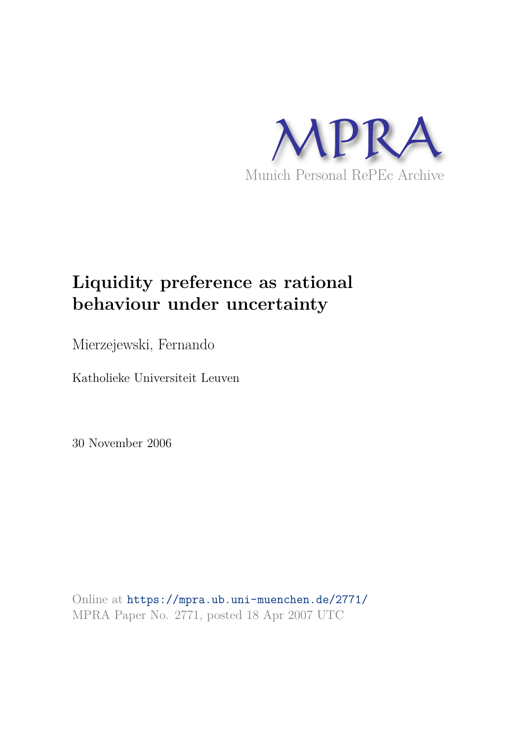MPRA

Munich Personal RePEc Archive

# Liquidity preference as rational behaviour under uncertainty

Mierzejewski, Fernando

Katholieke Universiteit Leuven

30 November 2006

Online at https://mpra.ub.uni-muenchen.de/2771/
MPRA Paper No. 2771, posted 18 Apr 2007 UTC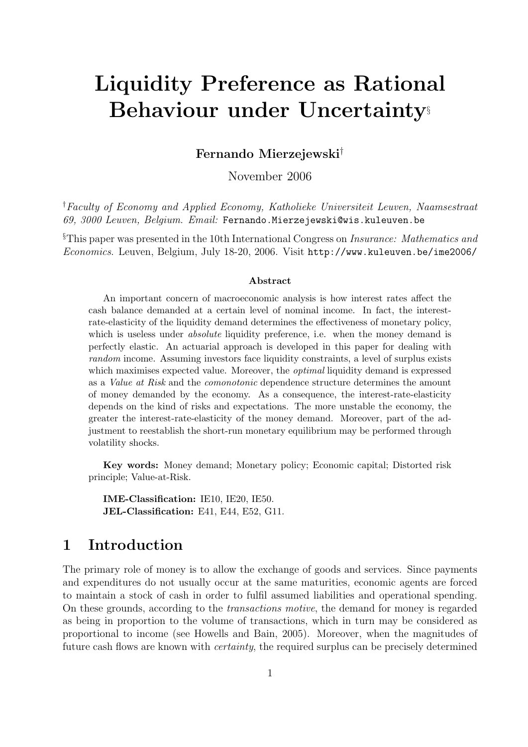# Liquidity Preference as Rational Behaviour under Uncertainty[§]

**Fernando Mierzejewski**[†]

November 2006

[†]*Faculty of Economy and Applied Economy, Katholieke Universiteit Leuven, Naamsestraat 69, 3000 Leuven, Belgium. Email:* `Fernando.Mierzejewski@wis.kuleuven.be`

[§]This paper was presented in the 10th International Congress on *Insurance: Mathematics and Economics*. Leuven, Belgium, July 18-20, 2006. Visit `http://www.kuleuven.be/ime2006/`

### Abstract

An important concern of macroeconomic analysis is how interest rates affect the cash balance demanded at a certain level of nominal income. In fact, the interest-rate-elasticity of the liquidity demand determines the effectiveness of monetary policy, which is useless under *absolute* liquidity preference, i.e. when the money demand is perfectly elastic. An actuarial approach is developed in this paper for dealing with *random* income. Assuming investors face liquidity constraints, a level of surplus exists which maximises expected value. Moreover, the *optimal* liquidity demand is expressed as a *Value at Risk* and the *comonotonic* dependence structure determines the amount of money demanded by the economy. As a consequence, the interest-rate-elasticity depends on the kind of risks and expectations. The more unstable the economy, the greater the interest-rate-elasticity of the money demand. Moreover, part of the adjustment to reestablish the short-run monetary equilibrium may be performed through volatility shocks.

**Key words:** Money demand; Monetary policy; Economic capital; Distorted risk principle; Value-at-Risk.

**IME-Classification:** IE10, IE20, IE50.
**JEL-Classification:** E41, E44, E52, G11.

## 1 Introduction

The primary role of money is to allow the exchange of goods and services. Since payments and expenditures do not usually occur at the same maturities, economic agents are forced to maintain a stock of cash in order to fulfil assumed liabilities and operational spending. On these grounds, according to the *transactions motive*, the demand for money is regarded as being in proportion to the volume of transactions, which in turn may be considered as proportional to income (see Howells and Bain, 2005). Moreover, when the magnitudes of future cash flows are known with *certainty*, the required surplus can be precisely determined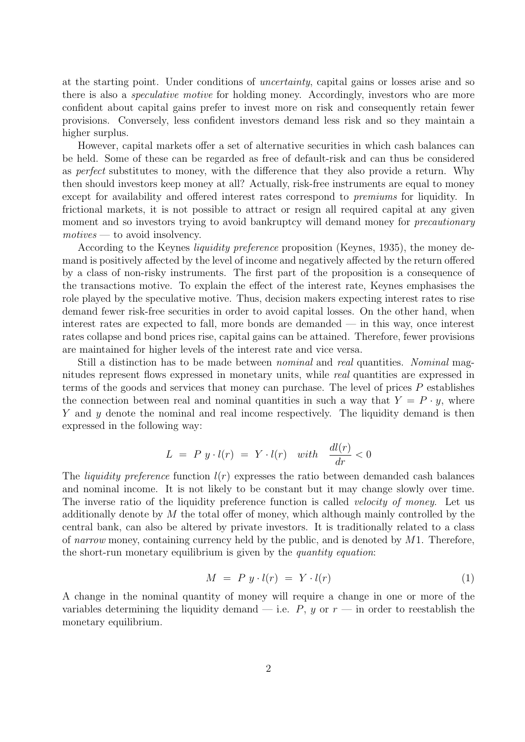at the starting point. Under conditions of *uncertainty*, capital gains or losses arise and so there is also a *speculative motive* for holding money. Accordingly, investors who are more confident about capital gains prefer to invest more on risk and consequently retain fewer provisions. Conversely, less confident investors demand less risk and so they maintain a higher surplus.

However, capital markets offer a set of alternative securities in which cash balances can be held. Some of these can be regarded as free of default-risk and can thus be considered as *perfect* substitutes to money, with the difference that they also provide a return. Why then should investors keep money at all? Actually, risk-free instruments are equal to money except for availability and offered interest rates correspond to *premiums* for liquidity. In frictional markets, it is not possible to attract or resign all required capital at any given moment and so investors trying to avoid bankruptcy will demand money for *precautionary motives* — to avoid insolvency.

According to the Keynes *liquidity preference* proposition (Keynes, 1935), the money demand is positively affected by the level of income and negatively affected by the return offered by a class of non-risky instruments. The first part of the proposition is a consequence of the transactions motive. To explain the effect of the interest rate, Keynes emphasises the role played by the speculative motive. Thus, decision makers expecting interest rates to rise demand fewer risk-free securities in order to avoid capital losses. On the other hand, when interest rates are expected to fall, more bonds are demanded — in this way, once interest rates collapse and bond prices rise, capital gains can be attained. Therefore, fewer provisions are maintained for higher levels of the interest rate and vice versa.

Still a distinction has to be made between *nominal* and *real* quantities. *Nominal* magnitudes represent flows expressed in monetary units, while *real* quantities are expressed in terms of the goods and services that money can purchase. The level of prices $P$ establishes the connection between real and nominal quantities in such a way that $Y = P \cdot y$, where $Y$ and $y$ denote the nominal and real income respectively. The liquidity demand is then expressed in the following way:

$$L \;=\; P\; y \cdot l(r) \;=\; Y \cdot l(r) \quad with \quad \frac{dl(r)}{dr} < 0$$

The *liquidity preference* function $l(r)$ expresses the ratio between demanded cash balances and nominal income. It is not likely to be constant but it may change slowly over time. The inverse ratio of the liquidity preference function is called *velocity of money*. Let us additionally denote by $M$ the total offer of money, which although mainly controlled by the central bank, can also be altered by private investors. It is traditionally related to a class of *narrow* money, containing currency held by the public, and is denoted by $M1$. Therefore, the short-run monetary equilibrium is given by the *quantity equation*:

$$M \;=\; P\; y \cdot l(r) \;=\; Y \cdot l(r) \tag{1}$$

A change in the nominal quantity of money will require a change in one or more of the variables determining the liquidity demand — i.e. $P$, $y$ or $r$ — in order to reestablish the monetary equilibrium.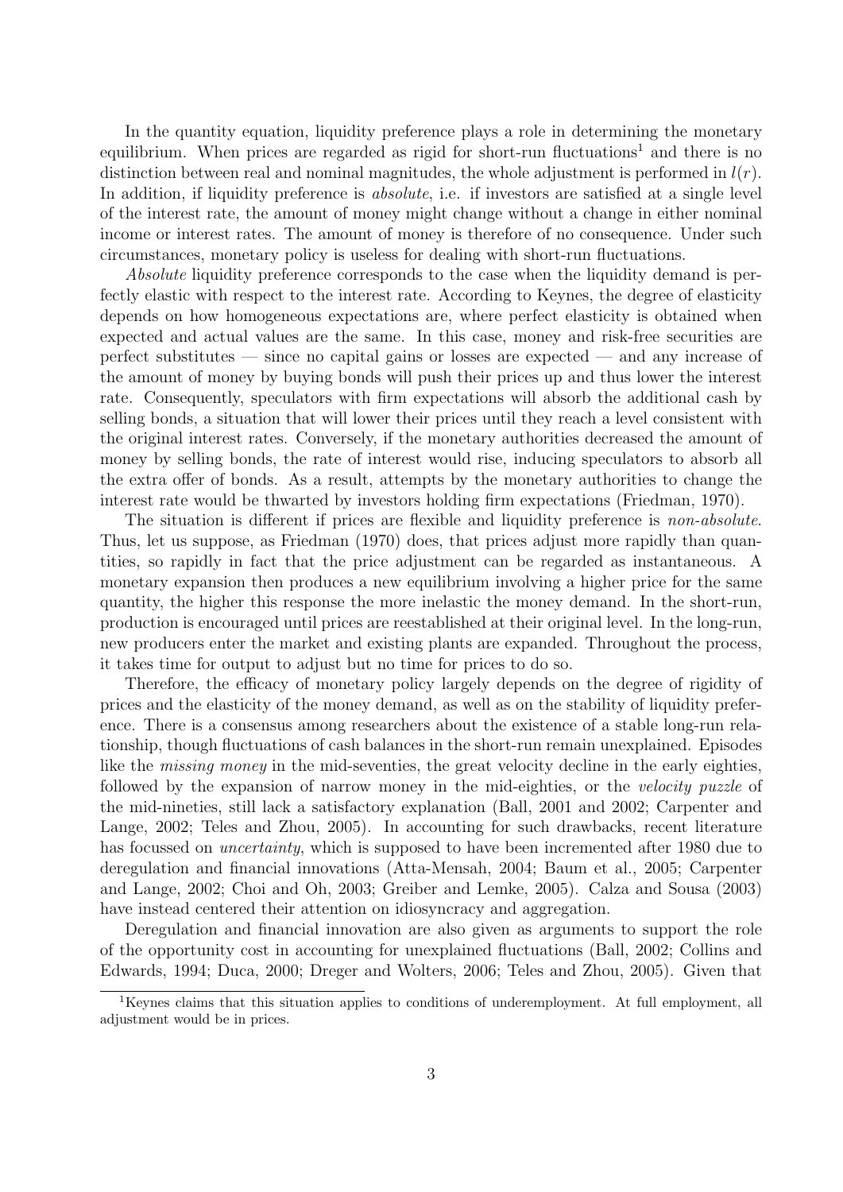In the quantity equation, liquidity preference plays a role in determining the monetary equilibrium. When prices are regarded as rigid for short-run fluctuations[1] and there is no distinction between real and nominal magnitudes, the whole adjustment is performed in $l(r)$. In addition, if liquidity preference is *absolute*, i.e. if investors are satisfied at a single level of the interest rate, the amount of money might change without a change in either nominal income or interest rates. The amount of money is therefore of no consequence. Under such circumstances, monetary policy is useless for dealing with short-run fluctuations.

*Absolute* liquidity preference corresponds to the case when the liquidity demand is perfectly elastic with respect to the interest rate. According to Keynes, the degree of elasticity depends on how homogeneous expectations are, where perfect elasticity is obtained when expected and actual values are the same. In this case, money and risk-free securities are perfect substitutes — since no capital gains or losses are expected — and any increase of the amount of money by buying bonds will push their prices up and thus lower the interest rate. Consequently, speculators with firm expectations will absorb the additional cash by selling bonds, a situation that will lower their prices until they reach a level consistent with the original interest rates. Conversely, if the monetary authorities decreased the amount of money by selling bonds, the rate of interest would rise, inducing speculators to absorb all the extra offer of bonds. As a result, attempts by the monetary authorities to change the interest rate would be thwarted by investors holding firm expectations (Friedman, 1970).

The situation is different if prices are flexible and liquidity preference is *non-absolute*. Thus, let us suppose, as Friedman (1970) does, that prices adjust more rapidly than quantities, so rapidly in fact that the price adjustment can be regarded as instantaneous. A monetary expansion then produces a new equilibrium involving a higher price for the same quantity, the higher this response the more inelastic the money demand. In the short-run, production is encouraged until prices are reestablished at their original level. In the long-run, new producers enter the market and existing plants are expanded. Throughout the process, it takes time for output to adjust but no time for prices to do so.

Therefore, the efficacy of monetary policy largely depends on the degree of rigidity of prices and the elasticity of the money demand, as well as on the stability of liquidity preference. There is a consensus among researchers about the existence of a stable long-run relationship, though fluctuations of cash balances in the short-run remain unexplained. Episodes like the *missing money* in the mid-seventies, the great velocity decline in the early eighties, followed by the expansion of narrow money in the mid-eighties, or the *velocity puzzle* of the mid-nineties, still lack a satisfactory explanation (Ball, 2001 and 2002; Carpenter and Lange, 2002; Teles and Zhou, 2005). In accounting for such drawbacks, recent literature has focussed on *uncertainty*, which is supposed to have been incremented after 1980 due to deregulation and financial innovations (Atta-Mensah, 2004; Baum et al., 2005; Carpenter and Lange, 2002; Choi and Oh, 2003; Greiber and Lemke, 2005). Calza and Sousa (2003) have instead centered their attention on idiosyncracy and aggregation.

Deregulation and financial innovation are also given as arguments to support the role of the opportunity cost in accounting for unexplained fluctuations (Ball, 2002; Collins and Edwards, 1994; Duca, 2000; Dreger and Wolters, 2006; Teles and Zhou, 2005). Given that

[1] Keynes claims that this situation applies to conditions of underemployment. At full employment, all adjustment would be in prices.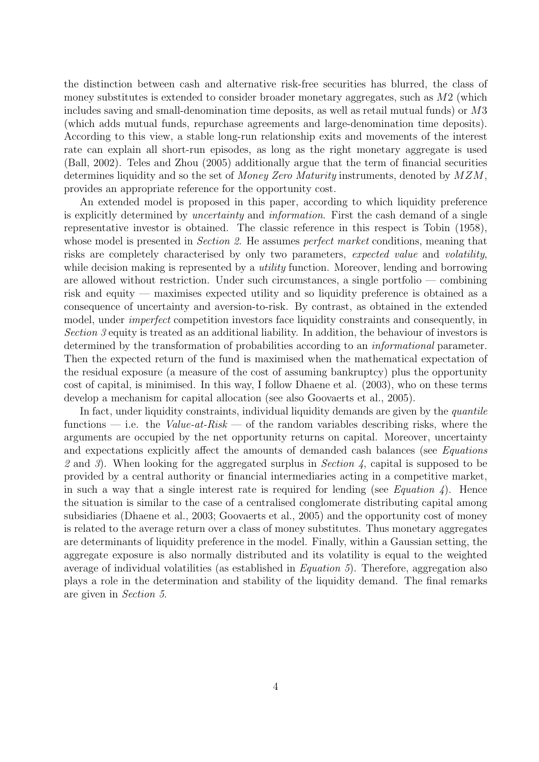the distinction between cash and alternative risk-free securities has blurred, the class of money substitutes is extended to consider broader monetary aggregates, such as $M2$ (which includes saving and small-denomination time deposits, as well as retail mutual funds) or $M3$ (which adds mutual funds, repurchase agreements and large-denomination time deposits). According to this view, a stable long-run relationship exits and movements of the interest rate can explain all short-run episodes, as long as the right monetary aggregate is used (Ball, 2002). Teles and Zhou (2005) additionally argue that the term of financial securities determines liquidity and so the set of *Money Zero Maturity* instruments, denoted by $MZM$, provides an appropriate reference for the opportunity cost.

An extended model is proposed in this paper, according to which liquidity preference is explicitly determined by *uncertainty* and *information*. First the cash demand of a single representative investor is obtained. The classic reference in this respect is Tobin (1958), whose model is presented in *Section 2*. He assumes *perfect market* conditions, meaning that risks are completely characterised by only two parameters, *expected value* and *volatility*, while decision making is represented by a *utility* function. Moreover, lending and borrowing are allowed without restriction. Under such circumstances, a single portfolio — combining risk and equity — maximises expected utility and so liquidity preference is obtained as a consequence of uncertainty and aversion-to-risk. By contrast, as obtained in the extended model, under *imperfect* competition investors face liquidity constraints and consequently, in *Section 3* equity is treated as an additional liability. In addition, the behaviour of investors is determined by the transformation of probabilities according to an *informational* parameter. Then the expected return of the fund is maximised when the mathematical expectation of the residual exposure (a measure of the cost of assuming bankruptcy) plus the opportunity cost of capital, is minimised. In this way, I follow Dhaene et al. (2003), who on these terms develop a mechanism for capital allocation (see also Goovaerts et al., 2005).

In fact, under liquidity constraints, individual liquidity demands are given by the *quantile* functions — i.e. the *Value-at-Risk* — of the random variables describing risks, where the arguments are occupied by the net opportunity returns on capital. Moreover, uncertainty and expectations explicitly affect the amounts of demanded cash balances (see *Equations 2* and *3*). When looking for the aggregated surplus in *Section 4*, capital is supposed to be provided by a central authority or financial intermediaries acting in a competitive market, in such a way that a single interest rate is required for lending (see *Equation 4*). Hence the situation is similar to the case of a centralised conglomerate distributing capital among subsidiaries (Dhaene et al., 2003; Goovaerts et al., 2005) and the opportunity cost of money is related to the average return over a class of money substitutes. Thus monetary aggregates are determinants of liquidity preference in the model. Finally, within a Gaussian setting, the aggregate exposure is also normally distributed and its volatility is equal to the weighted average of individual volatilities (as established in *Equation 5*). Therefore, aggregation also plays a role in the determination and stability of the liquidity demand. The final remarks are given in *Section 5*.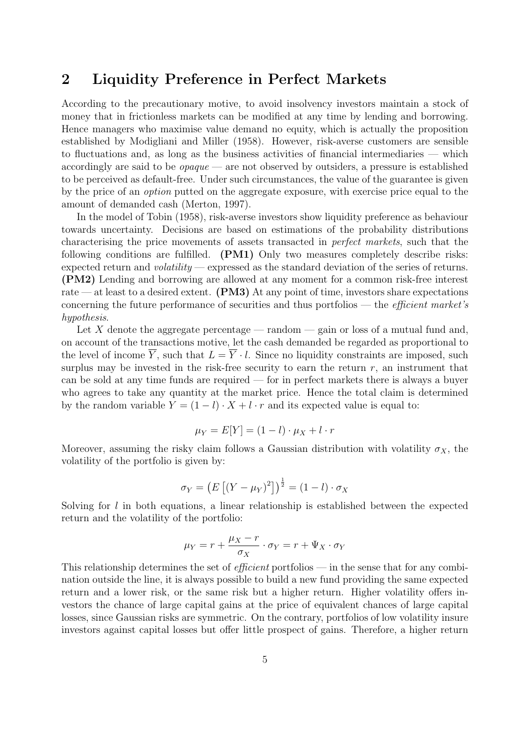## 2 Liquidity Preference in Perfect Markets

According to the precautionary motive, to avoid insolvency investors maintain a stock of money that in frictionless markets can be modified at any time by lending and borrowing. Hence managers who maximise value demand no equity, which is actually the proposition established by Modigliani and Miller (1958). However, risk-averse customers are sensible to fluctuations and, as long as the business activities of financial intermediaries — which accordingly are said to be *opaque* — are not observed by outsiders, a pressure is established to be perceived as default-free. Under such circumstances, the value of the guarantee is given by the price of an *option* putted on the aggregate exposure, with exercise price equal to the amount of demanded cash (Merton, 1997).

In the model of Tobin (1958), risk-averse investors show liquidity preference as behaviour towards uncertainty. Decisions are based on estimations of the probability distributions characterising the price movements of assets transacted in *perfect markets*, such that the following conditions are fulfilled. **(PM1)** Only two measures completely describe risks: expected return and *volatility* — expressed as the standard deviation of the series of returns. **(PM2)** Lending and borrowing are allowed at any moment for a common risk-free interest rate — at least to a desired extent. **(PM3)** At any point of time, investors share expectations concerning the future performance of securities and thus portfolios — the *efficient market's hypothesis*.

Let $X$ denote the aggregate percentage — random — gain or loss of a mutual fund and, on account of the transactions motive, let the cash demanded be regarded as proportional to the level of income $\overline{Y}$, such that $L = \overline{Y} \cdot l$. Since no liquidity constraints are imposed, such surplus may be invested in the risk-free security to earn the return $r$, an instrument that can be sold at any time funds are required — for in perfect markets there is always a buyer who agrees to take any quantity at the market price. Hence the total claim is determined by the random variable $Y = (1 - l) \cdot X + l \cdot r$ and its expected value is equal to:

$$\mu_Y = E[Y] = (1 - l) \cdot \mu_X + l \cdot r$$

Moreover, assuming the risky claim follows a Gaussian distribution with volatility $\sigma_X$, the volatility of the portfolio is given by:

$$\sigma_Y = \left(E\left[(Y - \mu_Y)^2\right]\right)^{\frac{1}{2}} = (1 - l) \cdot \sigma_X$$

Solving for $l$ in both equations, a linear relationship is established between the expected return and the volatility of the portfolio:

$$\mu_Y = r + \frac{\mu_X - r}{\sigma_X} \cdot \sigma_Y = r + \Psi_X \cdot \sigma_Y$$

This relationship determines the set of *efficient* portfolios — in the sense that for any combination outside the line, it is always possible to build a new fund providing the same expected return and a lower risk, or the same risk but a higher return. Higher volatility offers investors the chance of large capital gains at the price of equivalent chances of large capital losses, since Gaussian risks are symmetric. On the contrary, portfolios of low volatility insure investors against capital losses but offer little prospect of gains. Therefore, a higher return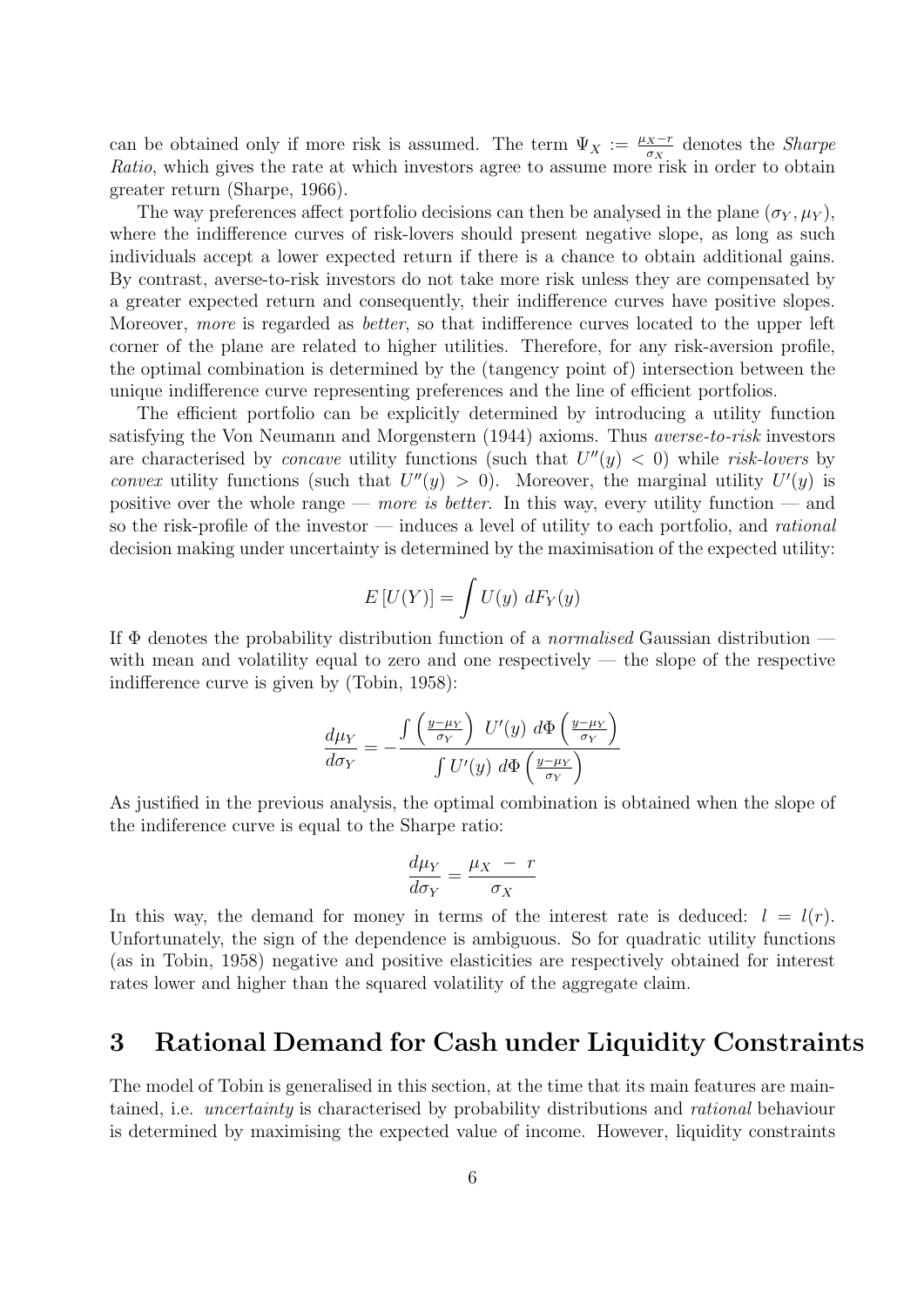can be obtained only if more risk is assumed. The term $\Psi_X := \frac{\mu_X - r}{\sigma_X}$ denotes the *Sharpe Ratio*, which gives the rate at which investors agree to assume more risk in order to obtain greater return (Sharpe, 1966).

The way preferences affect portfolio decisions can then be analysed in the plane $(\sigma_Y, \mu_Y)$, where the indifference curves of risk-lovers should present negative slope, as long as such individuals accept a lower expected return if there is a chance to obtain additional gains. By contrast, averse-to-risk investors do not take more risk unless they are compensated by a greater expected return and consequently, their indifference curves have positive slopes. Moreover, *more* is regarded as *better*, so that indifference curves located to the upper left corner of the plane are related to higher utilities. Therefore, for any risk-aversion profile, the optimal combination is determined by the (tangency point of) intersection between the unique indifference curve representing preferences and the line of efficient portfolios.

The efficient portfolio can be explicitly determined by introducing a utility function satisfying the Von Neumann and Morgenstern (1944) axioms. Thus *averse-to-risk* investors are characterised by *concave* utility functions (such that $U''(y) < 0$) while *risk-lovers* by *convex* utility functions (such that $U''(y) > 0$). Moreover, the marginal utility $U'(y)$ is positive over the whole range — *more is better*. In this way, every utility function — and so the risk-profile of the investor — induces a level of utility to each portfolio, and *rational* decision making under uncertainty is determined by the maximisation of the expected utility:

$$E\left[U(Y)\right] = \int U(y)\ dF_Y(y)$$

If $\Phi$ denotes the probability distribution function of a *normalised* Gaussian distribution — with mean and volatility equal to zero and one respectively — the slope of the respective indifference curve is given by (Tobin, 1958):

$$\frac{d\mu_Y}{d\sigma_Y} = -\frac{\int \left(\frac{y-\mu_Y}{\sigma_Y}\right)\ U'(y)\ d\Phi\left(\frac{y-\mu_Y}{\sigma_Y}\right)}{\int U'(y)\ d\Phi\left(\frac{y-\mu_Y}{\sigma_Y}\right)}$$

As justified in the previous analysis, the optimal combination is obtained when the slope of the indiference curve is equal to the Sharpe ratio:

$$\frac{d\mu_Y}{d\sigma_Y} = \frac{\mu_X\ -\ r}{\sigma_X}$$

In this way, the demand for money in terms of the interest rate is deduced: $l = l(r)$. Unfortunately, the sign of the dependence is ambiguous. So for quadratic utility functions (as in Tobin, 1958) negative and positive elasticities are respectively obtained for interest rates lower and higher than the squared volatility of the aggregate claim.

# 3 Rational Demand for Cash under Liquidity Constraints

The model of Tobin is generalised in this section, at the time that its main features are maintained, i.e. *uncertainty* is characterised by probability distributions and *rational* behaviour is determined by maximising the expected value of income. However, liquidity constraints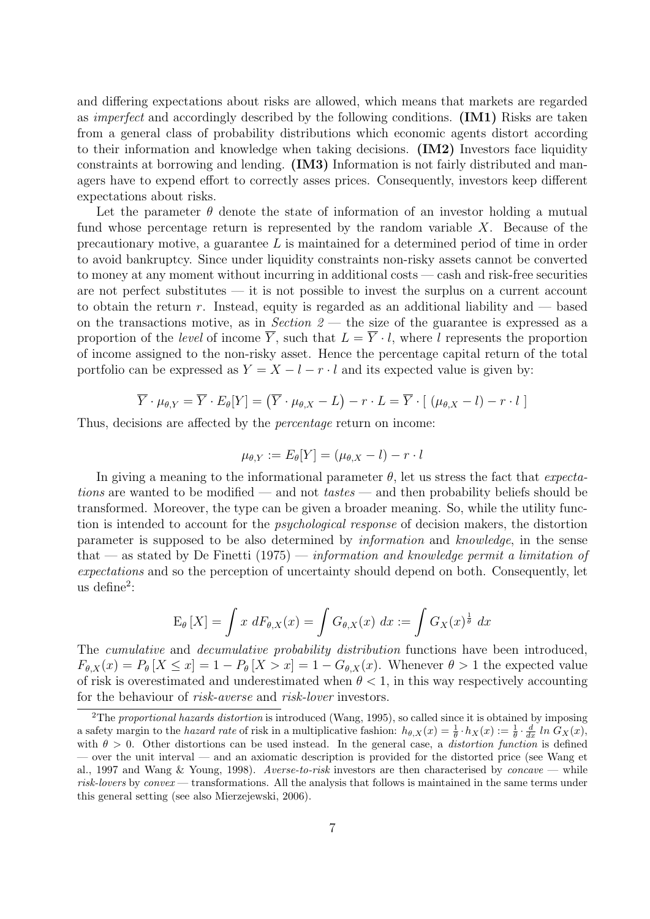and differing expectations about risks are allowed, which means that markets are regarded as *imperfect* and accordingly described by the following conditions. **(IM1)** Risks are taken from a general class of probability distributions which economic agents distort according to their information and knowledge when taking decisions. **(IM2)** Investors face liquidity constraints at borrowing and lending. **(IM3)** Information is not fairly distributed and managers have to expend effort to correctly asses prices. Consequently, investors keep different expectations about risks.

Let the parameter $\theta$ denote the state of information of an investor holding a mutual fund whose percentage return is represented by the random variable $X$. Because of the precautionary motive, a guarantee $L$ is maintained for a determined period of time in order to avoid bankruptcy. Since under liquidity constraints non-risky assets cannot be converted to money at any moment without incurring in additional costs — cash and risk-free securities are not perfect substitutes — it is not possible to invest the surplus on a current account to obtain the return $r$. Instead, equity is regarded as an additional liability and — based on the transactions motive, as in *Section 2* — the size of the guarantee is expressed as a proportion of the *level* of income $\overline{Y}$, such that $L = \overline{Y} \cdot l$, where $l$ represents the proportion of income assigned to the non-risky asset. Hence the percentage capital return of the total portfolio can be expressed as $Y = X - l - r \cdot l$ and its expected value is given by:

$$\overline{Y} \cdot \mu_{\theta,Y} = \overline{Y} \cdot E_\theta[Y] = \left(\overline{Y} \cdot \mu_{\theta,X} - L\right) - r \cdot L = \overline{Y} \cdot [\ (\mu_{\theta,X} - l) - r \cdot l\ ]$$

Thus, decisions are affected by the *percentage* return on income:

$$\mu_{\theta,Y} := E_\theta[Y] = (\mu_{\theta,X} - l) - r \cdot l$$

In giving a meaning to the informational parameter $\theta$, let us stress the fact that *expectations* are wanted to be modified — and not *tastes* — and then probability beliefs should be transformed. Moreover, the type can be given a broader meaning. So, while the utility function is intended to account for the *psychological response* of decision makers, the distortion parameter is supposed to be also determined by *information* and *knowledge*, in the sense that — as stated by De Finetti (1975) — *information and knowledge permit a limitation of expectations* and so the perception of uncertainty should depend on both. Consequently, let us define[2]:

$$\mathrm{E}_\theta[X] = \int x \ dF_{\theta,X}(x) = \int G_{\theta,X}(x) \ dx := \int G_X(x)^{\frac{1}{\theta}} \ dx$$

The *cumulative* and *decumulative probability distribution* functions have been introduced, $F_{\theta,X}(x) = P_\theta[X \leq x] = 1 - P_\theta[X > x] = 1 - G_{\theta,X}(x)$. Whenever $\theta > 1$ the expected value of risk is overestimated and underestimated when $\theta < 1$, in this way respectively accounting for the behaviour of *risk-averse* and *risk-lover* investors.

---

[2]The *proportional hazards distortion* is introduced (Wang, 1995), so called since it is obtained by imposing a safety margin to the *hazard rate* of risk in a multiplicative fashion: $h_{\theta,X}(x) = \frac{1}{\theta} \cdot h_X(x) := \frac{1}{\theta} \cdot \frac{d}{dx} \ln G_X(x)$, with $\theta > 0$. Other distortions can be used instead. In the general case, a *distortion function* is defined — over the unit interval — and an axiomatic description is provided for the distorted price (see Wang et al., 1997 and Wang & Young, 1998). *Averse-to-risk* investors are then characterised by *concave* — while *risk-lovers* by *convex* — transformations. All the analysis that follows is maintained in the same terms under this general setting (see also Mierzejewski, 2006).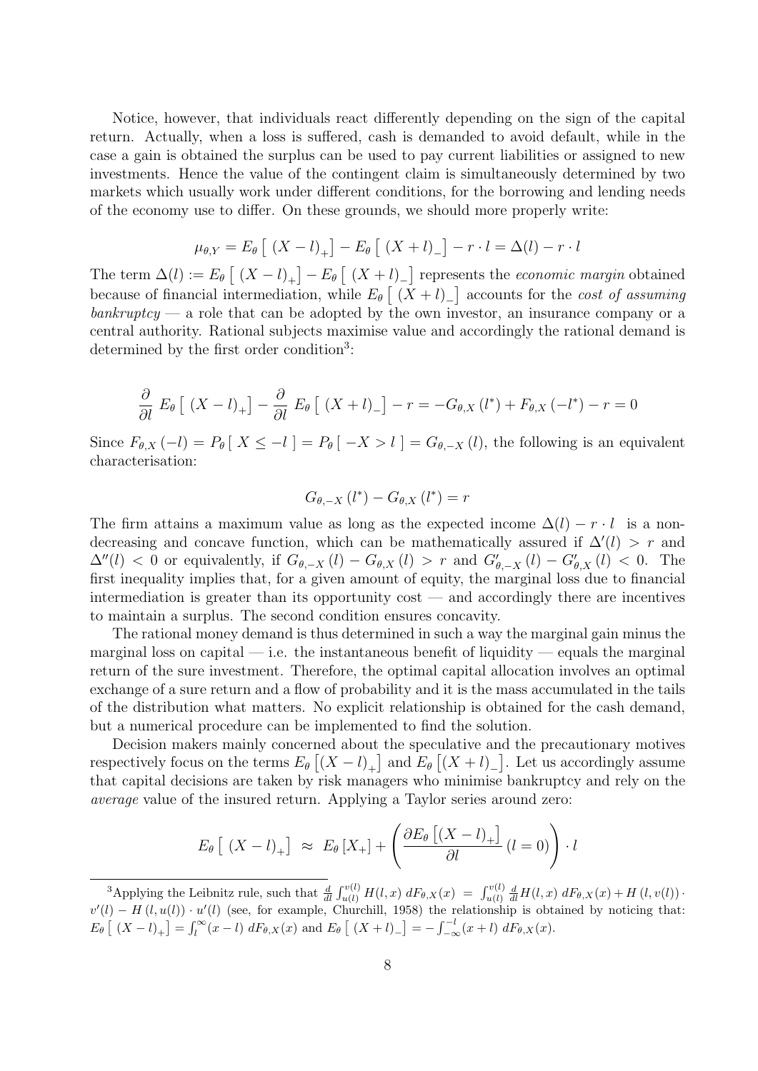Notice, however, that individuals react differently depending on the sign of the capital return. Actually, when a loss is suffered, cash is demanded to avoid default, while in the case a gain is obtained the surplus can be used to pay current liabilities or assigned to new investments. Hence the value of the contingent claim is simultaneously determined by two markets which usually work under different conditions, for the borrowing and lending needs of the economy use to differ. On these grounds, we should more properly write:

$$\mu_{\theta,Y} = E_\theta \left[ \, (X-l)_+ \right] - E_\theta \left[ \, (X+l)_- \right] - r \cdot l = \Delta(l) - r \cdot l$$

The term $\Delta(l) := E_\theta \left[ \, (X-l)_+ \right] - E_\theta \left[ \, (X+l)_- \right]$ represents the *economic margin* obtained because of financial intermediation, while $E_\theta \left[ \, (X+l)_- \right]$ accounts for the *cost of assuming bankruptcy* — a role that can be adopted by the own investor, an insurance company or a central authority. Rational subjects maximise value and accordingly the rational demand is determined by the first order condition[3]:

$$\frac{\partial}{\partial l} \, E_\theta \left[ \, (X-l)_+ \right] - \frac{\partial}{\partial l} \, E_\theta \left[ \, (X+l)_- \right] - r = -G_{\theta,X}\left(l^*\right) + F_{\theta,X}\left(-l^*\right) - r = 0$$

Since $F_{\theta,X}\left(-l\right) = P_\theta \left[ \, X \leq -l \, \right] = P_\theta \left[ \, -X > l \, \right] = G_{\theta,-X}\left(l\right)$, the following is an equivalent characterisation:

$$G_{\theta,-X}\left(l^*\right) - G_{\theta,X}\left(l^*\right) = r$$

The firm attains a maximum value as long as the expected income $\Delta(l) - r \cdot l$ is a non-decreasing and concave function, which can be mathematically assured if $\Delta'(l) > r$ and $\Delta''(l) < 0$ or equivalently, if $G_{\theta,-X}\left(l\right) - G_{\theta,X}\left(l\right) > r$ and $G'_{\theta,-X}\left(l\right) - G'_{\theta,X}\left(l\right) < 0$. The first inequality implies that, for a given amount of equity, the marginal loss due to financial intermediation is greater than its opportunity cost — and accordingly there are incentives to maintain a surplus. The second condition ensures concavity.

The rational money demand is thus determined in such a way the marginal gain minus the marginal loss on capital — i.e. the instantaneous benefit of liquidity — equals the marginal return of the sure investment. Therefore, the optimal capital allocation involves an optimal exchange of a sure return and a flow of probability and it is the mass accumulated in the tails of the distribution what matters. No explicit relationship is obtained for the cash demand, but a numerical procedure can be implemented to find the solution.

Decision makers mainly concerned about the speculative and the precautionary motives respectively focus on the terms $E_\theta \left[ (X-l)_+ \right]$ and $E_\theta \left[ (X+l)_- \right]$. Let us accordingly assume that capital decisions are taken by risk managers who minimise bankruptcy and rely on the *average* value of the insured return. Applying a Taylor series around zero:

$$E_\theta \left[ \, (X-l)_+ \right] \; \approx \; E_\theta \left[ X_+ \right] + \left( \frac{\partial E_\theta \left[ (X-l)_+ \right]}{\partial l} \left( l = 0 \right) \right) \cdot l$$

[3] Applying the Leibnitz rule, such that $\frac{d}{dl} \int_{u(l)}^{v(l)} H(l,x) \, dF_{\theta,X}(x) \; = \; \int_{u(l)}^{v(l)} \frac{d}{dl} H(l,x) \, dF_{\theta,X}(x) + H\left(l, v(l)\right) \cdot v'(l) - H\left(l, u(l)\right) \cdot u'(l)$ (see, for example, Churchill, 1958) the relationship is obtained by noticing that: $E_\theta \left[ \, (X-l)_+ \right] = \int_l^\infty (x-l) \; dF_{\theta,X}(x)$ and $E_\theta \left[ \, (X+l)_- \right] = -\int_{-\infty}^{-l} (x+l) \; dF_{\theta,X}(x)$.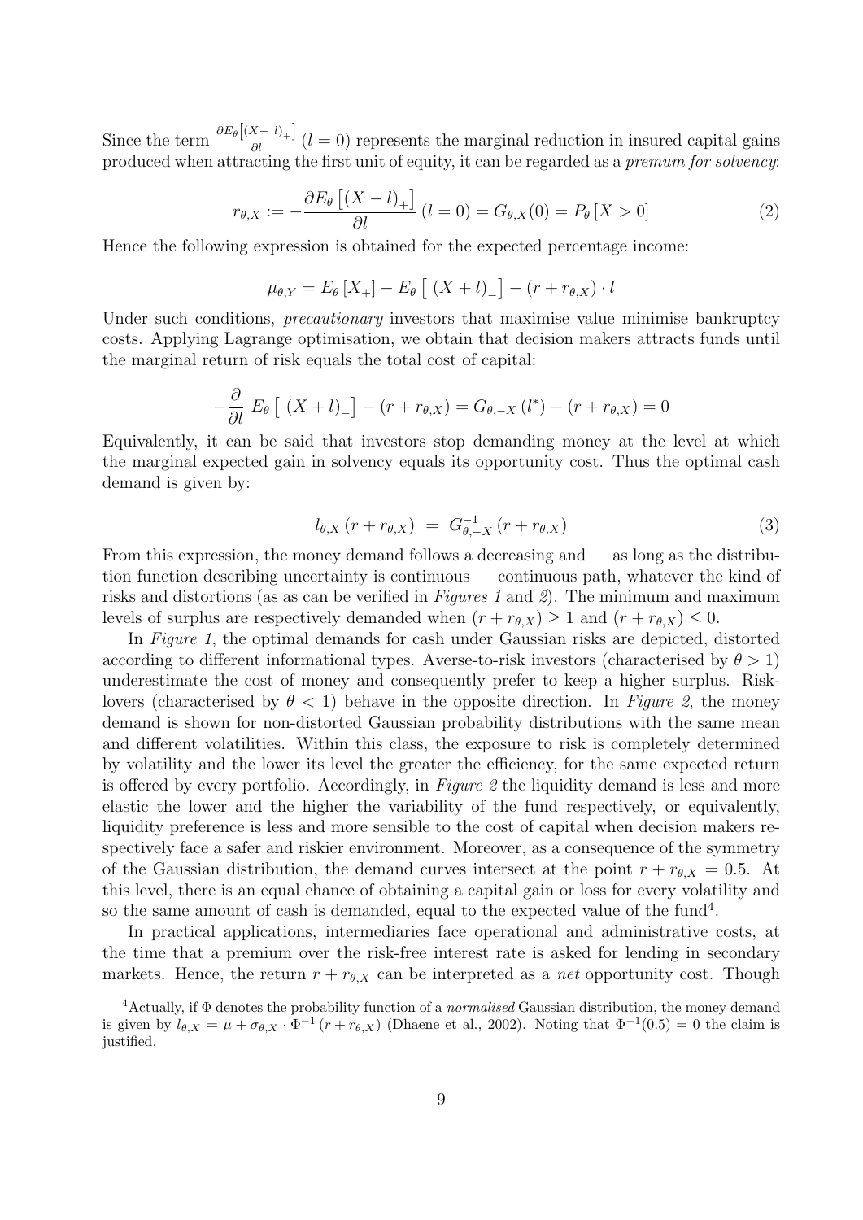Since the term $\frac{\partial E_\theta\left[(X-\ l)_+\right]}{\partial l}\,(l=0)$ represents the marginal reduction in insured capital gains produced when attracting the first unit of equity, it can be regarded as a *premum for solvency*:

$$r_{\theta,X} := -\frac{\partial E_\theta\left[(X-l)_+\right]}{\partial l}\,(l=0) = G_{\theta,X}(0) = P_\theta\left[X>0\right] \tag{2}$$

Hence the following expression is obtained for the expected percentage income:

$$\mu_{\theta,Y} = E_\theta\left[X_+\right] - E_\theta\left[\ (X+l)_-\right] - (r + r_{\theta,X})\cdot l$$

Under such conditions, *precautionary* investors that maximise value minimise bankruptcy costs. Applying Lagrange optimisation, we obtain that decision makers attracts funds until the marginal return of risk equals the total cost of capital:

$$-\frac{\partial}{\partial l}\ E_\theta\left[\ (X+l)_-\right] - (r+r_{\theta,X}) = G_{\theta,-X}\left(l^*\right) - (r+r_{\theta,X}) = 0$$

Equivalently, it can be said that investors stop demanding money at the level at which the marginal expected gain in solvency equals its opportunity cost. Thus the optimal cash demand is given by:

$$l_{\theta,X}\left(r+r_{\theta,X}\right)\ =\ G_{\theta,-X}^{-1}\left(r+r_{\theta,X}\right) \tag{3}$$

From this expression, the money demand follows a decreasing and — as long as the distribution function describing uncertainty is continuous — continuous path, whatever the kind of risks and distortions (as as can be verified in *Figures 1* and *2*). The minimum and maximum levels of surplus are respectively demanded when $(r+r_{\theta,X})\geq 1$ and $(r+r_{\theta,X})\leq 0$.

In *Figure 1*, the optimal demands for cash under Gaussian risks are depicted, distorted according to different informational types. Averse-to-risk investors (characterised by $\theta>1$) underestimate the cost of money and consequently prefer to keep a higher surplus. Risk-lovers (characterised by $\theta<1$) behave in the opposite direction. In *Figure 2*, the money demand is shown for non-distorted Gaussian probability distributions with the same mean and different volatilities. Within this class, the exposure to risk is completely determined by volatility and the lower its level the greater the efficiency, for the same expected return is offered by every portfolio. Accordingly, in *Figure 2* the liquidity demand is less and more elastic the lower and the higher the variability of the fund respectively, or equivalently, liquidity preference is less and more sensible to the cost of capital when decision makers respectively face a safer and riskier environment. Moreover, as a consequence of the symmetry of the Gaussian distribution, the demand curves intersect at the point $r+r_{\theta,X}=0.5$. At this level, there is an equal chance of obtaining a capital gain or loss for every volatility and so the same amount of cash is demanded, equal to the expected value of the fund[4].

In practical applications, intermediaries face operational and administrative costs, at the time that a premium over the risk-free interest rate is asked for lending in secondary markets. Hence, the return $r+r_{\theta,X}$ can be interpreted as a *net* opportunity cost. Though

[4]Actually, if $\Phi$ denotes the probability function of a *normalised* Gaussian distribution, the money demand is given by $l_{\theta,X}=\mu+\sigma_{\theta,X}\cdot\Phi^{-1}\left(r+r_{\theta,X}\right)$ (Dhaene et al., 2002). Noting that $\Phi^{-1}(0.5)=0$ the claim is justified.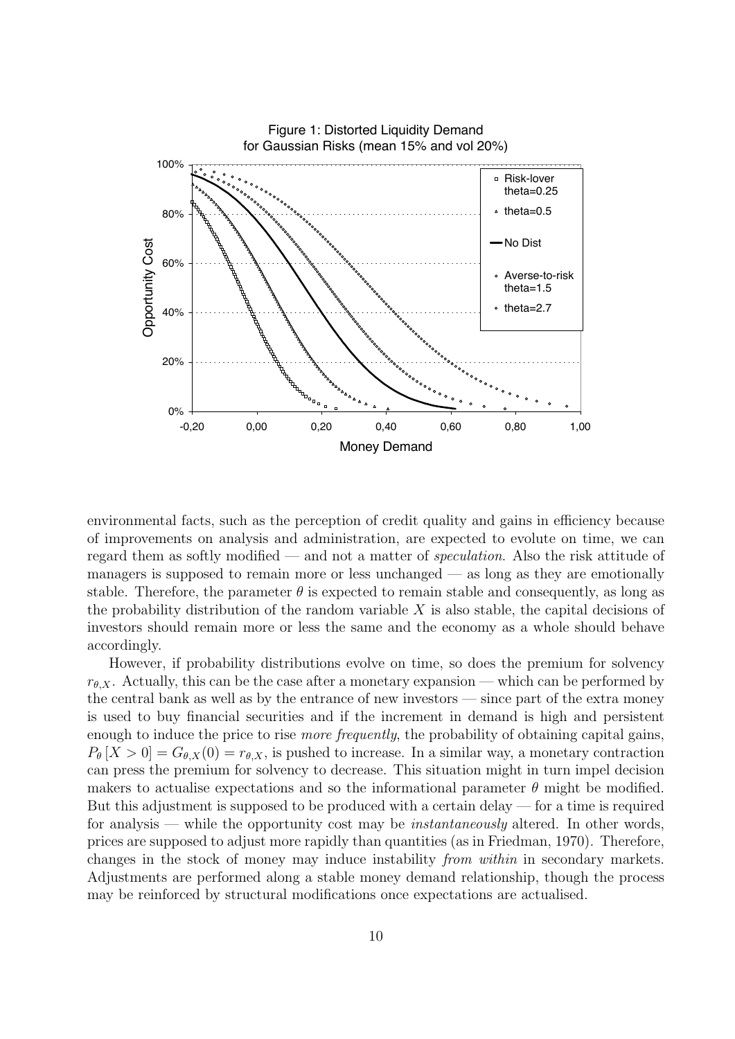Figure 1: Distorted Liquidity Demand for Gaussian Risks (mean 15% and vol 20%)

environmental facts, such as the perception of credit quality and gains in efficiency because of improvements on analysis and administration, are expected to evolute on time, we can regard them as softly modified — and not a matter of *speculation*. Also the risk attitude of managers is supposed to remain more or less unchanged — as long as they are emotionally stable. Therefore, the parameter $\theta$ is expected to remain stable and consequently, as long as the probability distribution of the random variable $X$ is also stable, the capital decisions of investors should remain more or less the same and the economy as a whole should behave accordingly.

However, if probability distributions evolve on time, so does the premium for solvency $r_{\theta,X}$. Actually, this can be the case after a monetary expansion — which can be performed by the central bank as well as by the entrance of new investors — since part of the extra money is used to buy financial securities and if the increment in demand is high and persistent enough to induce the price to rise *more frequently*, the probability of obtaining capital gains, $P_\theta[X > 0] = G_{\theta,X}(0) = r_{\theta,X}$, is pushed to increase. In a similar way, a monetary contraction can press the premium for solvency to decrease. This situation might in turn impel decision makers to actualise expectations and so the informational parameter $\theta$ might be modified. But this adjustment is supposed to be produced with a certain delay — for a time is required for analysis — while the opportunity cost may be *instantaneously* altered. In other words, prices are supposed to adjust more rapidly than quantities (as in Friedman, 1970). Therefore, changes in the stock of money may induce instability *from within* in secondary markets. Adjustments are performed along a stable money demand relationship, though the process may be reinforced by structural modifications once expectations are actualised.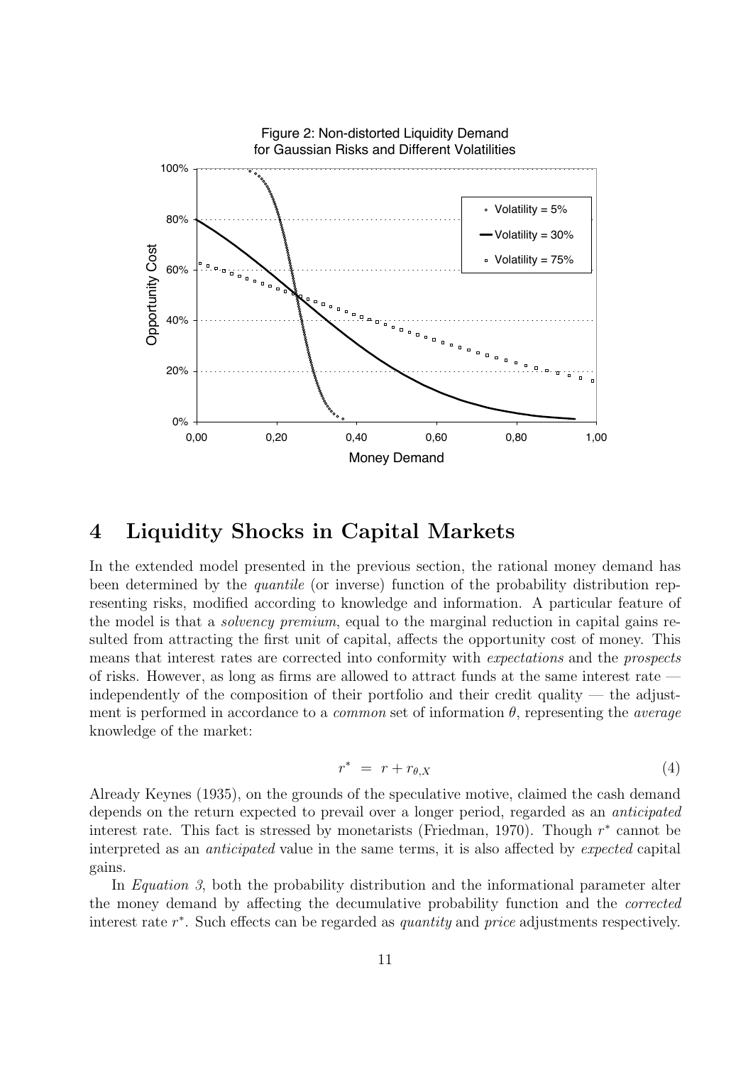Figure 2: Non-distorted Liquidity Demand for Gaussian Risks and Different Volatilities

## 4 Liquidity Shocks in Capital Markets

In the extended model presented in the previous section, the rational money demand has been determined by the *quantile* (or inverse) function of the probability distribution representing risks, modified according to knowledge and information. A particular feature of the model is that a *solvency premium*, equal to the marginal reduction in capital gains resulted from attracting the first unit of capital, affects the opportunity cost of money. This means that interest rates are corrected into conformity with *expectations* and the *prospects* of risks. However, as long as firms are allowed to attract funds at the same interest rate — independently of the composition of their portfolio and their credit quality — the adjustment is performed in accordance to a *common* set of information $\theta$, representing the *average* knowledge of the market:

$$r^* \;=\; r + r_{\theta,X} \tag{4}$$

Already Keynes (1935), on the grounds of the speculative motive, claimed the cash demand depends on the return expected to prevail over a longer period, regarded as an *anticipated* interest rate. This fact is stressed by monetarists (Friedman, 1970). Though $r^*$ cannot be interpreted as an *anticipated* value in the same terms, it is also affected by *expected* capital gains.

In *Equation 3*, both the probability distribution and the informational parameter alter the money demand by affecting the decumulative probability function and the *corrected* interest rate $r^*$. Such effects can be regarded as *quantity* and *price* adjustments respectively.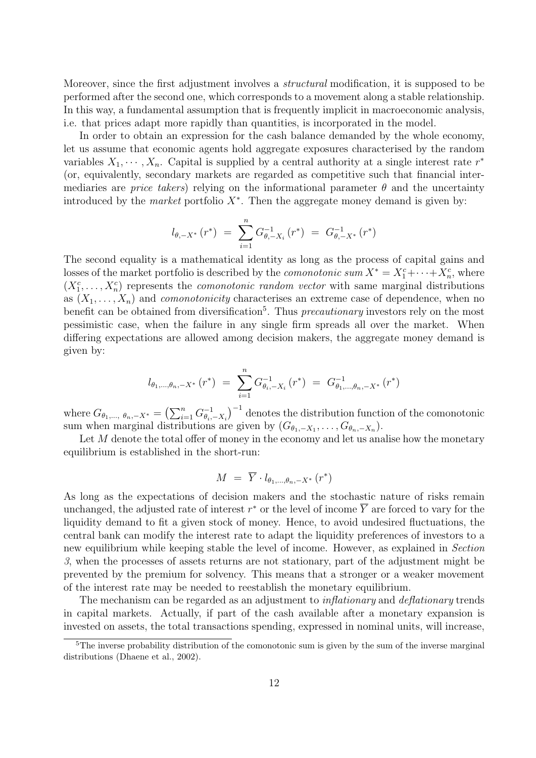Moreover, since the first adjustment involves a *structural* modification, it is supposed to be performed after the second one, which corresponds to a movement along a stable relationship. In this way, a fundamental assumption that is frequently implicit in macroeconomic analysis, i.e. that prices adapt more rapidly than quantities, is incorporated in the model.

In order to obtain an expression for the cash balance demanded by the whole economy, let us assume that economic agents hold aggregate exposures characterised by the random variables $X_1, \cdots, X_n$. Capital is supplied by a central authority at a single interest rate $r^*$ (or, equivalently, secondary markets are regarded as competitive such that financial intermediaries are *price takers*) relying on the informational parameter $\theta$ and the uncertainty introduced by the *market* portfolio $X^*$. Then the aggregate money demand is given by:

$$l_{\theta,-X^*}\left(r^*\right) \;=\; \sum_{i=1}^{n} G^{-1}_{\theta,-X_i}\left(r^*\right) \;=\; G^{-1}_{\theta,-X^*}\left(r^*\right)$$

The second equality is a mathematical identity as long as the process of capital gains and losses of the market portfolio is described by the *comonotonic sum* $X^* = X_1^c + \cdots + X_n^c$, where $(X_1^c, \ldots, X_n^c)$ represents the *comonotonic random vector* with same marginal distributions as $(X_1, \ldots, X_n)$ and *comonotonicity* characterises an extreme case of dependence, when no benefit can be obtained from diversification[5]. Thus *precautionary* investors rely on the most pessimistic case, when the failure in any single firm spreads all over the market. When differing expectations are allowed among decision makers, the aggregate money demand is given by:

$$l_{\theta_1,\ldots,\theta_n,-X^*}\left(r^*\right) \;=\; \sum_{i=1}^{n} G^{-1}_{\theta_i,-X_i}\left(r^*\right) \;=\; G^{-1}_{\theta_1,\ldots,\theta_n,-X^*}\left(r^*\right)$$

where $G_{\theta_1,\ldots,\,\theta_n,-X^*} = \left(\sum_{i=1}^{n} G^{-1}_{\theta_i,-X_i}\right)^{-1}$ denotes the distribution function of the comonotonic sum when marginal distributions are given by $(G_{\theta_1,-X_1}, \ldots, G_{\theta_n,-X_n})$.

Let $M$ denote the total offer of money in the economy and let us analise how the monetary equilibrium is established in the short-run:

$$M \;=\; \overline{Y} \cdot l_{\theta_1,\ldots,\theta_n,-X^*}\left(r^*\right)$$

As long as the expectations of decision makers and the stochastic nature of risks remain unchanged, the adjusted rate of interest $r^*$ or the level of income $\overline{Y}$ are forced to vary for the liquidity demand to fit a given stock of money. Hence, to avoid undesired fluctuations, the central bank can modify the interest rate to adapt the liquidity preferences of investors to a new equilibrium while keeping stable the level of income. However, as explained in *Section 3*, when the processes of assets returns are not stationary, part of the adjustment might be prevented by the premium for solvency. This means that a stronger or a weaker movement of the interest rate may be needed to reestablish the monetary equilibrium.

The mechanism can be regarded as an adjustment to *inflationary* and *deflationary* trends in capital markets. Actually, if part of the cash available after a monetary expansion is invested on assets, the total transactions spending, expressed in nominal units, will increase,

[5] The inverse probability distribution of the comonotonic sum is given by the sum of the inverse marginal distributions (Dhaene et al., 2002).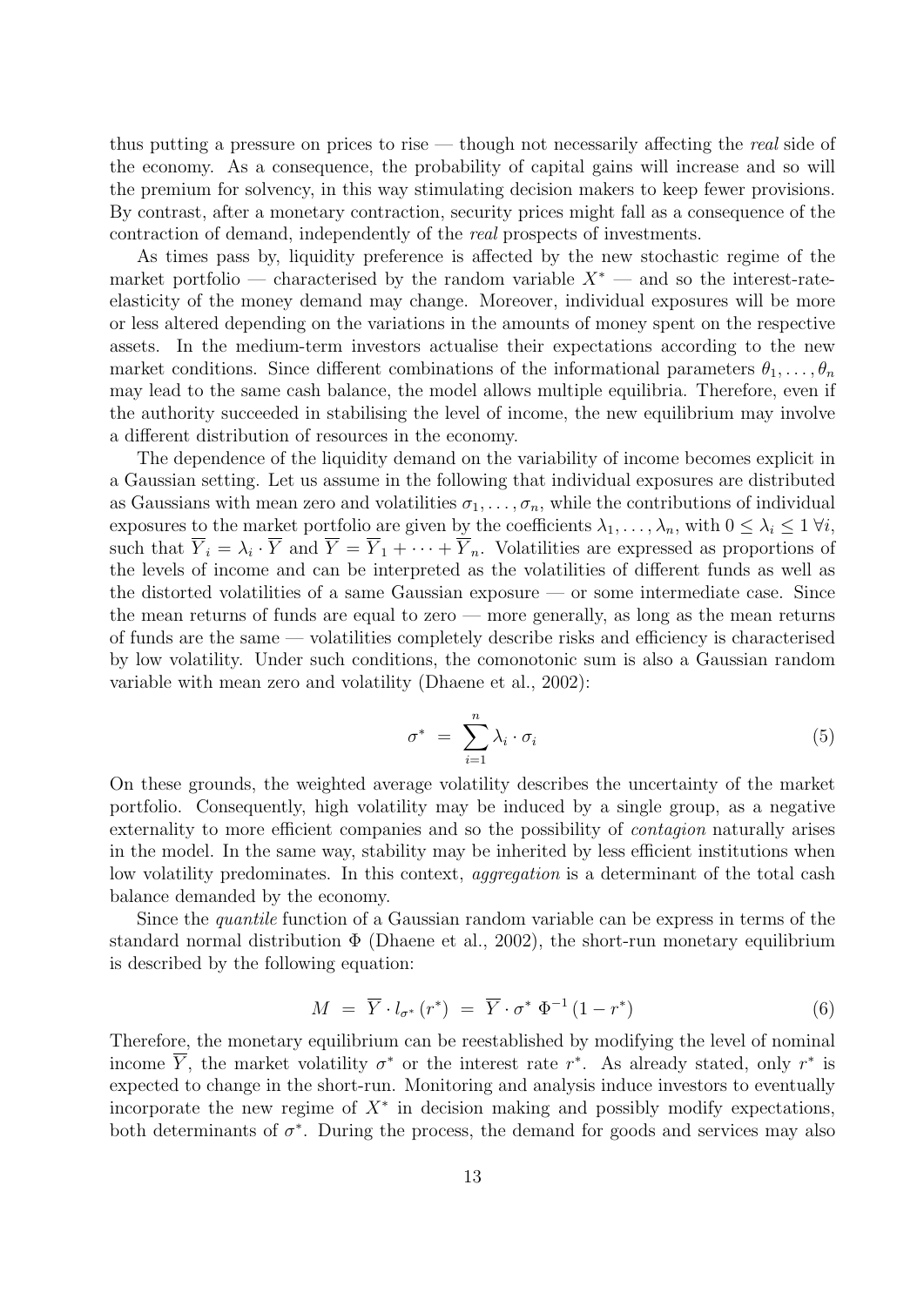thus putting a pressure on prices to rise — though not necessarily affecting the *real* side of the economy. As a consequence, the probability of capital gains will increase and so will the premium for solvency, in this way stimulating decision makers to keep fewer provisions. By contrast, after a monetary contraction, security prices might fall as a consequence of the contraction of demand, independently of the *real* prospects of investments.

As times pass by, liquidity preference is affected by the new stochastic regime of the market portfolio — characterised by the random variable $X^*$ — and so the interest-rate-elasticity of the money demand may change. Moreover, individual exposures will be more or less altered depending on the variations in the amounts of money spent on the respective assets. In the medium-term investors actualise their expectations according to the new market conditions. Since different combinations of the informational parameters $\theta_1, \ldots, \theta_n$ may lead to the same cash balance, the model allows multiple equilibria. Therefore, even if the authority succeeded in stabilising the level of income, the new equilibrium may involve a different distribution of resources in the economy.

The dependence of the liquidity demand on the variability of income becomes explicit in a Gaussian setting. Let us assume in the following that individual exposures are distributed as Gaussians with mean zero and volatilities $\sigma_1, \ldots, \sigma_n$, while the contributions of individual exposures to the market portfolio are given by the coefficients $\lambda_1, \ldots, \lambda_n$, with $0 \leq \lambda_i \leq 1 \; \forall i$, such that $\overline{Y}_i = \lambda_i \cdot \overline{Y}$ and $\overline{Y} = \overline{Y}_1 + \cdots + \overline{Y}_n$. Volatilities are expressed as proportions of the levels of income and can be interpreted as the volatilities of different funds as well as the distorted volatilities of a same Gaussian exposure — or some intermediate case. Since the mean returns of funds are equal to zero — more generally, as long as the mean returns of funds are the same — volatilities completely describe risks and efficiency is characterised by low volatility. Under such conditions, the comonotonic sum is also a Gaussian random variable with mean zero and volatility (Dhaene et al., 2002):

$$\sigma^* \;=\; \sum_{i=1}^{n} \lambda_i \cdot \sigma_i \tag{5}$$

On these grounds, the weighted average volatility describes the uncertainty of the market portfolio. Consequently, high volatility may be induced by a single group, as a negative externality to more efficient companies and so the possibility of *contagion* naturally arises in the model. In the same way, stability may be inherited by less efficient institutions when low volatility predominates. In this context, *aggregation* is a determinant of the total cash balance demanded by the economy.

Since the *quantile* function of a Gaussian random variable can be express in terms of the standard normal distribution $\Phi$ (Dhaene et al., 2002), the short-run monetary equilibrium is described by the following equation:

$$M \;=\; \overline{Y} \cdot l_{\sigma^*}(r^*) \;=\; \overline{Y} \cdot \sigma^* \, \Phi^{-1}(1 - r^*) \tag{6}$$

Therefore, the monetary equilibrium can be reestablished by modifying the level of nominal income $\overline{Y}$, the market volatility $\sigma^*$ or the interest rate $r^*$. As already stated, only $r^*$ is expected to change in the short-run. Monitoring and analysis induce investors to eventually incorporate the new regime of $X^*$ in decision making and possibly modify expectations, both determinants of $\sigma^*$. During the process, the demand for goods and services may also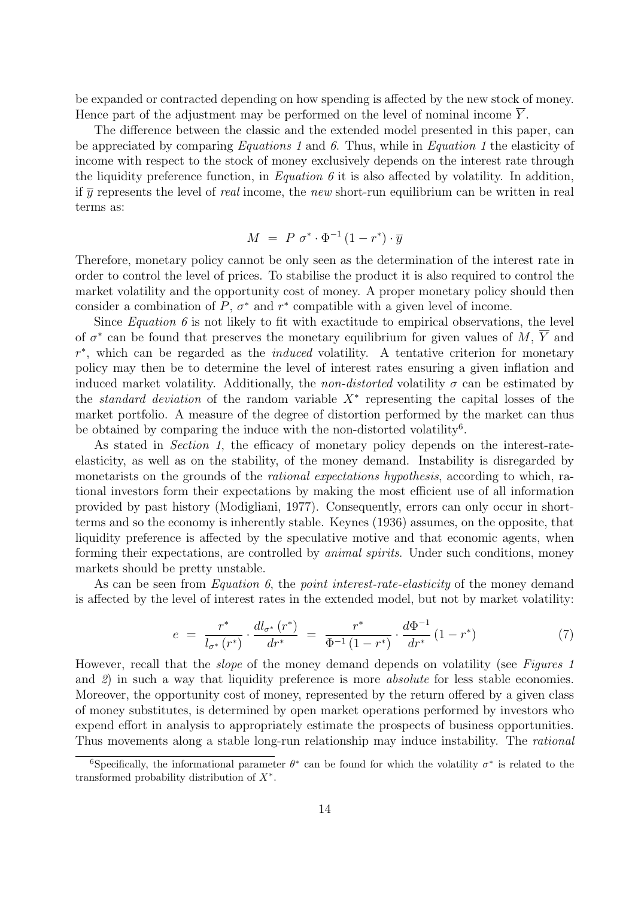be expanded or contracted depending on how spending is affected by the new stock of money. Hence part of the adjustment may be performed on the level of nominal income $\overline{Y}$.

The difference between the classic and the extended model presented in this paper, can be appreciated by comparing *Equations 1* and *6*. Thus, while in *Equation 1* the elasticity of income with respect to the stock of money exclusively depends on the interest rate through the liquidity preference function, in *Equation 6* it is also affected by volatility. In addition, if $\overline{y}$ represents the level of *real* income, the *new* short-run equilibrium can be written in real terms as:

$$M \;=\; P\ \sigma^* \cdot \Phi^{-1}\left(1 - r^*\right) \cdot \overline{y}$$

Therefore, monetary policy cannot be only seen as the determination of the interest rate in order to control the level of prices. To stabilise the product it is also required to control the market volatility and the opportunity cost of money. A proper monetary policy should then consider a combination of $P$, $\sigma^*$ and $r^*$ compatible with a given level of income.

Since *Equation 6* is not likely to fit with exactitude to empirical observations, the level of $\sigma^*$ can be found that preserves the monetary equilibrium for given values of $M$, $\overline{Y}$ and $r^*$, which can be regarded as the *induced* volatility. A tentative criterion for monetary policy may then be to determine the level of interest rates ensuring a given inflation and induced market volatility. Additionally, the *non-distorted* volatility $\sigma$ can be estimated by the *standard deviation* of the random variable $X^*$ representing the capital losses of the market portfolio. A measure of the degree of distortion performed by the market can thus be obtained by comparing the induce with the non-distorted volatility[6].

As stated in *Section 1*, the efficacy of monetary policy depends on the interest-rate-elasticity, as well as on the stability, of the money demand. Instability is disregarded by monetarists on the grounds of the *rational expectations hypothesis*, according to which, rational investors form their expectations by making the most efficient use of all information provided by past history (Modigliani, 1977). Consequently, errors can only occur in short-terms and so the economy is inherently stable. Keynes (1936) assumes, on the opposite, that liquidity preference is affected by the speculative motive and that economic agents, when forming their expectations, are controlled by *animal spirits*. Under such conditions, money markets should be pretty unstable.

As can be seen from *Equation 6*, the *point interest-rate-elasticity* of the money demand is affected by the level of interest rates in the extended model, but not by market volatility:

$$e \;=\; \frac{r^*}{l_{\sigma^*}\left(r^*\right)} \cdot \frac{dl_{\sigma^*}\left(r^*\right)}{dr^*} \;=\; \frac{r^*}{\Phi^{-1}\left(1 - r^*\right)} \cdot \frac{d\Phi^{-1}}{dr^*}\left(1 - r^*\right) \tag{7}$$

However, recall that the *slope* of the money demand depends on volatility (see *Figures 1* and *2*) in such a way that liquidity preference is more *absolute* for less stable economies. Moreover, the opportunity cost of money, represented by the return offered by a given class of money substitutes, is determined by open market operations performed by investors who expend effort in analysis to appropriately estimate the prospects of business opportunities. Thus movements along a stable long-run relationship may induce instability. The *rational*

[6] Specifically, the informational parameter $\theta^*$ can be found for which the volatility $\sigma^*$ is related to the transformed probability distribution of $X^*$.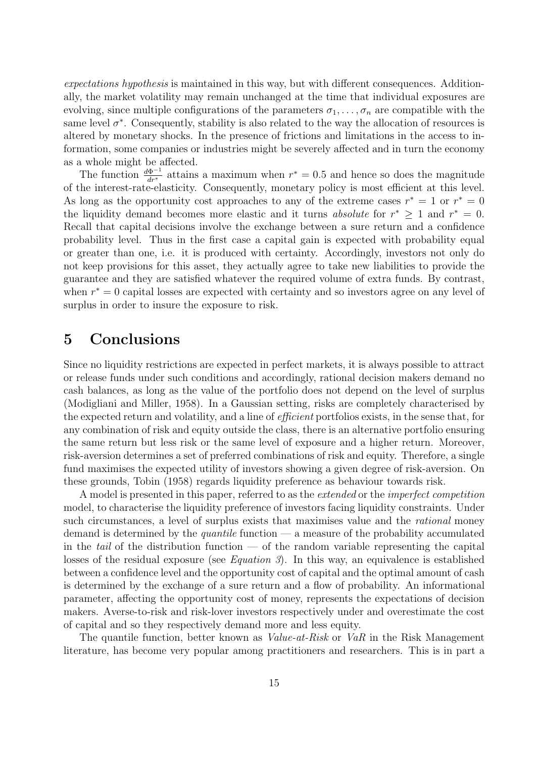*expectations hypothesis* is maintained in this way, but with different consequences. Additionally, the market volatility may remain unchanged at the time that individual exposures are evolving, since multiple configurations of the parameters $\sigma_1, \ldots, \sigma_n$ are compatible with the same level $\sigma^*$. Consequently, stability is also related to the way the allocation of resources is altered by monetary shocks. In the presence of frictions and limitations in the access to information, some companies or industries might be severely affected and in turn the economy as a whole might be affected.

The function $\frac{d\Phi^{-1}}{dr^*}$ attains a maximum when $r^* = 0.5$ and hence so does the magnitude of the interest-rate-elasticity. Consequently, monetary policy is most efficient at this level. As long as the opportunity cost approaches to any of the extreme cases $r^* = 1$ or $r^* = 0$ the liquidity demand becomes more elastic and it turns *absolute* for $r^* \geq 1$ and $r^* = 0$. Recall that capital decisions involve the exchange between a sure return and a confidence probability level. Thus in the first case a capital gain is expected with probability equal or greater than one, i.e. it is produced with certainty. Accordingly, investors not only do not keep provisions for this asset, they actually agree to take new liabilities to provide the guarantee and they are satisfied whatever the required volume of extra funds. By contrast, when $r^* = 0$ capital losses are expected with certainty and so investors agree on any level of surplus in order to insure the exposure to risk.

# 5 Conclusions

Since no liquidity restrictions are expected in perfect markets, it is always possible to attract or release funds under such conditions and accordingly, rational decision makers demand no cash balances, as long as the value of the portfolio does not depend on the level of surplus (Modigliani and Miller, 1958). In a Gaussian setting, risks are completely characterised by the expected return and volatility, and a line of *efficient* portfolios exists, in the sense that, for any combination of risk and equity outside the class, there is an alternative portfolio ensuring the same return but less risk or the same level of exposure and a higher return. Moreover, risk-aversion determines a set of preferred combinations of risk and equity. Therefore, a single fund maximises the expected utility of investors showing a given degree of risk-aversion. On these grounds, Tobin (1958) regards liquidity preference as behaviour towards risk.

A model is presented in this paper, referred to as the *extended* or the *imperfect competition* model, to characterise the liquidity preference of investors facing liquidity constraints. Under such circumstances, a level of surplus exists that maximises value and the *rational* money demand is determined by the *quantile* function — a measure of the probability accumulated in the *tail* of the distribution function — of the random variable representing the capital losses of the residual exposure (see *Equation 3*). In this way, an equivalence is established between a confidence level and the opportunity cost of capital and the optimal amount of cash is determined by the exchange of a sure return and a flow of probability. An informational parameter, affecting the opportunity cost of money, represents the expectations of decision makers. Averse-to-risk and risk-lover investors respectively under and overestimate the cost of capital and so they respectively demand more and less equity.

The quantile function, better known as *Value-at-Risk* or *VaR* in the Risk Management literature, has become very popular among practitioners and researchers. This is in part a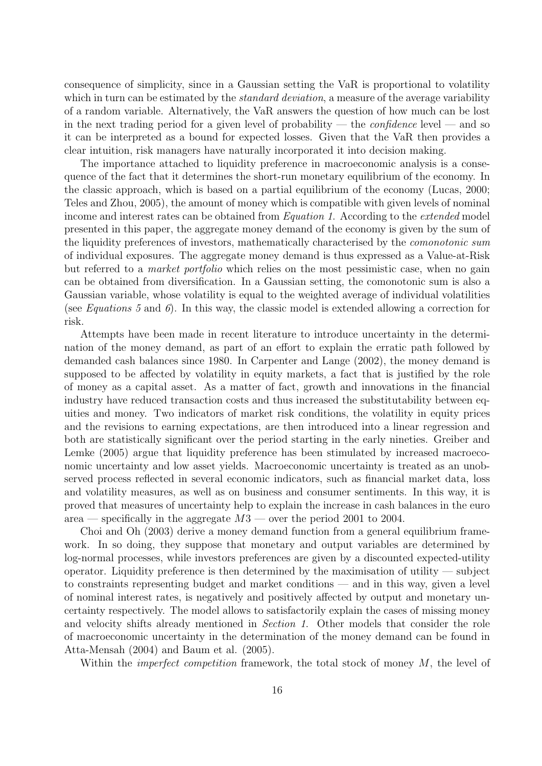consequence of simplicity, since in a Gaussian setting the VaR is proportional to volatility which in turn can be estimated by the *standard deviation*, a measure of the average variability of a random variable. Alternatively, the VaR answers the question of how much can be lost in the next trading period for a given level of probability — the *confidence* level — and so it can be interpreted as a bound for expected losses. Given that the VaR then provides a clear intuition, risk managers have naturally incorporated it into decision making.

The importance attached to liquidity preference in macroeconomic analysis is a consequence of the fact that it determines the short-run monetary equilibrium of the economy. In the classic approach, which is based on a partial equilibrium of the economy (Lucas, 2000; Teles and Zhou, 2005), the amount of money which is compatible with given levels of nominal income and interest rates can be obtained from *Equation 1*. According to the *extended* model presented in this paper, the aggregate money demand of the economy is given by the sum of the liquidity preferences of investors, mathematically characterised by the *comonotonic sum* of individual exposures. The aggregate money demand is thus expressed as a Value-at-Risk but referred to a *market portfolio* which relies on the most pessimistic case, when no gain can be obtained from diversification. In a Gaussian setting, the comonotonic sum is also a Gaussian variable, whose volatility is equal to the weighted average of individual volatilities (see *Equations 5* and *6*). In this way, the classic model is extended allowing a correction for risk.

Attempts have been made in recent literature to introduce uncertainty in the determination of the money demand, as part of an effort to explain the erratic path followed by demanded cash balances since 1980. In Carpenter and Lange (2002), the money demand is supposed to be affected by volatility in equity markets, a fact that is justified by the role of money as a capital asset. As a matter of fact, growth and innovations in the financial industry have reduced transaction costs and thus increased the substitutability between equities and money. Two indicators of market risk conditions, the volatility in equity prices and the revisions to earning expectations, are then introduced into a linear regression and both are statistically significant over the period starting in the early nineties. Greiber and Lemke (2005) argue that liquidity preference has been stimulated by increased macroeconomic uncertainty and low asset yields. Macroeconomic uncertainty is treated as an unobserved process reflected in several economic indicators, such as financial market data, loss and volatility measures, as well as on business and consumer sentiments. In this way, it is proved that measures of uncertainty help to explain the increase in cash balances in the euro area — specifically in the aggregate $M3$ — over the period 2001 to 2004.

Choi and Oh (2003) derive a money demand function from a general equilibrium framework. In so doing, they suppose that monetary and output variables are determined by log-normal processes, while investors preferences are given by a discounted expected-utility operator. Liquidity preference is then determined by the maximisation of utility — subject to constraints representing budget and market conditions — and in this way, given a level of nominal interest rates, is negatively and positively affected by output and monetary uncertainty respectively. The model allows to satisfactorily explain the cases of missing money and velocity shifts already mentioned in *Section 1*. Other models that consider the role of macroeconomic uncertainty in the determination of the money demand can be found in Atta-Mensah (2004) and Baum et al. (2005).

Within the *imperfect competition* framework, the total stock of money $M$, the level of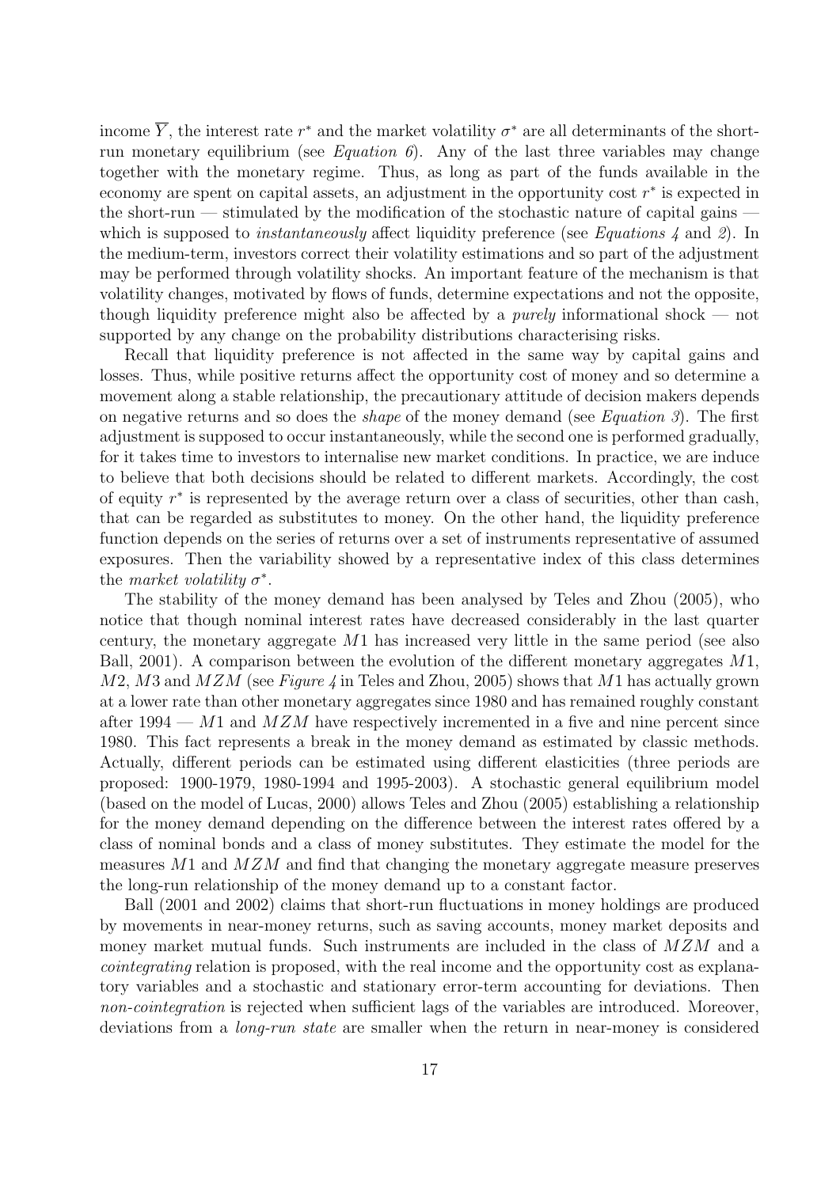income $\overline{Y}$, the interest rate $r^*$ and the market volatility $\sigma^*$ are all determinants of the short-run monetary equilibrium (see *Equation 6*). Any of the last three variables may change together with the monetary regime. Thus, as long as part of the funds available in the economy are spent on capital assets, an adjustment in the opportunity cost $r^*$ is expected in the short-run — stimulated by the modification of the stochastic nature of capital gains — which is supposed to *instantaneously* affect liquidity preference (see *Equations 4* and *2*). In the medium-term, investors correct their volatility estimations and so part of the adjustment may be performed through volatility shocks. An important feature of the mechanism is that volatility changes, motivated by flows of funds, determine expectations and not the opposite, though liquidity preference might also be affected by a *purely* informational shock — not supported by any change on the probability distributions characterising risks.

Recall that liquidity preference is not affected in the same way by capital gains and losses. Thus, while positive returns affect the opportunity cost of money and so determine a movement along a stable relationship, the precautionary attitude of decision makers depends on negative returns and so does the *shape* of the money demand (see *Equation 3*). The first adjustment is supposed to occur instantaneously, while the second one is performed gradually, for it takes time to investors to internalise new market conditions. In practice, we are induce to believe that both decisions should be related to different markets. Accordingly, the cost of equity $r^*$ is represented by the average return over a class of securities, other than cash, that can be regarded as substitutes to money. On the other hand, the liquidity preference function depends on the series of returns over a set of instruments representative of assumed exposures. Then the variability showed by a representative index of this class determines the *market volatility* $\sigma^*$.

The stability of the money demand has been analysed by Teles and Zhou (2005), who notice that though nominal interest rates have decreased considerably in the last quarter century, the monetary aggregate $M1$ has increased very little in the same period (see also Ball, 2001). A comparison between the evolution of the different monetary aggregates $M1$, $M2$, $M3$ and $MZM$ (see *Figure 4* in Teles and Zhou, 2005) shows that $M1$ has actually grown at a lower rate than other monetary aggregates since 1980 and has remained roughly constant after 1994 — $M1$ and $MZM$ have respectively incremented in a five and nine percent since 1980. This fact represents a break in the money demand as estimated by classic methods. Actually, different periods can be estimated using different elasticities (three periods are proposed: 1900-1979, 1980-1994 and 1995-2003). A stochastic general equilibrium model (based on the model of Lucas, 2000) allows Teles and Zhou (2005) establishing a relationship for the money demand depending on the difference between the interest rates offered by a class of nominal bonds and a class of money substitutes. They estimate the model for the measures $M1$ and $MZM$ and find that changing the monetary aggregate measure preserves the long-run relationship of the money demand up to a constant factor.

Ball (2001 and 2002) claims that short-run fluctuations in money holdings are produced by movements in near-money returns, such as saving accounts, money market deposits and money market mutual funds. Such instruments are included in the class of $MZM$ and a *cointegrating* relation is proposed, with the real income and the opportunity cost as explanatory variables and a stochastic and stationary error-term accounting for deviations. Then *non-cointegration* is rejected when sufficient lags of the variables are introduced. Moreover, deviations from a *long-run state* are smaller when the return in near-money is considered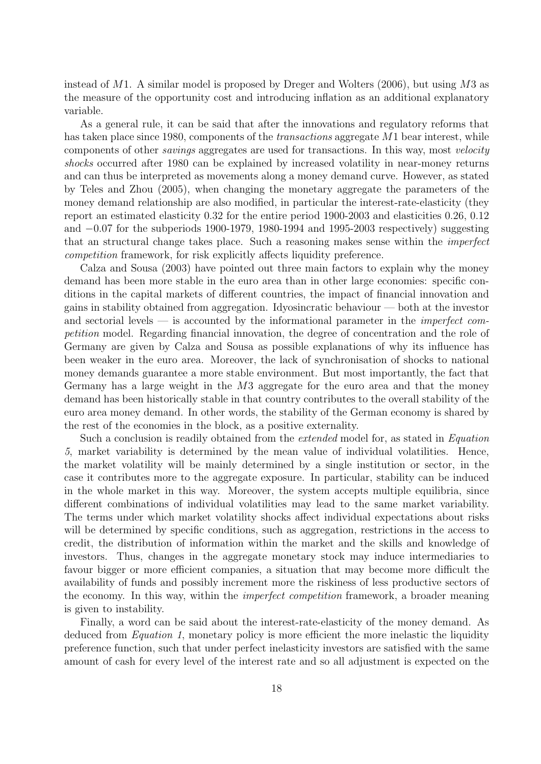instead of $M1$. A similar model is proposed by Dreger and Wolters (2006), but using $M3$ as the measure of the opportunity cost and introducing inflation as an additional explanatory variable.

As a general rule, it can be said that after the innovations and regulatory reforms that has taken place since 1980, components of the *transactions* aggregate $M1$ bear interest, while components of other *savings* aggregates are used for transactions. In this way, most *velocity shocks* occurred after 1980 can be explained by increased volatility in near-money returns and can thus be interpreted as movements along a money demand curve. However, as stated by Teles and Zhou (2005), when changing the monetary aggregate the parameters of the money demand relationship are also modified, in particular the interest-rate-elasticity (they report an estimated elasticity 0.32 for the entire period 1900-2003 and elasticities 0.26, 0.12 and $-0.07$ for the subperiods 1900-1979, 1980-1994 and 1995-2003 respectively) suggesting that an structural change takes place. Such a reasoning makes sense within the *imperfect competition* framework, for risk explicitly affects liquidity preference.

Calza and Sousa (2003) have pointed out three main factors to explain why the money demand has been more stable in the euro area than in other large economies: specific conditions in the capital markets of different countries, the impact of financial innovation and gains in stability obtained from aggregation. Idyosincratic behaviour — both at the investor and sectorial levels — is accounted by the informational parameter in the *imperfect competition* model. Regarding financial innovation, the degree of concentration and the role of Germany are given by Calza and Sousa as possible explanations of why its influence has been weaker in the euro area. Moreover, the lack of synchronisation of shocks to national money demands guarantee a more stable environment. But most importantly, the fact that Germany has a large weight in the $M3$ aggregate for the euro area and that the money demand has been historically stable in that country contributes to the overall stability of the euro area money demand. In other words, the stability of the German economy is shared by the rest of the economies in the block, as a positive externality.

Such a conclusion is readily obtained from the *extended* model for, as stated in *Equation 5*, market variability is determined by the mean value of individual volatilities. Hence, the market volatility will be mainly determined by a single institution or sector, in the case it contributes more to the aggregate exposure. In particular, stability can be induced in the whole market in this way. Moreover, the system accepts multiple equilibria, since different combinations of individual volatilities may lead to the same market variability. The terms under which market volatility shocks affect individual expectations about risks will be determined by specific conditions, such as aggregation, restrictions in the access to credit, the distribution of information within the market and the skills and knowledge of investors. Thus, changes in the aggregate monetary stock may induce intermediaries to favour bigger or more efficient companies, a situation that may become more difficult the availability of funds and possibly increment more the riskiness of less productive sectors of the economy. In this way, within the *imperfect competition* framework, a broader meaning is given to instability.

Finally, a word can be said about the interest-rate-elasticity of the money demand. As deduced from *Equation 1*, monetary policy is more efficient the more inelastic the liquidity preference function, such that under perfect inelasticity investors are satisfied with the same amount of cash for every level of the interest rate and so all adjustment is expected on the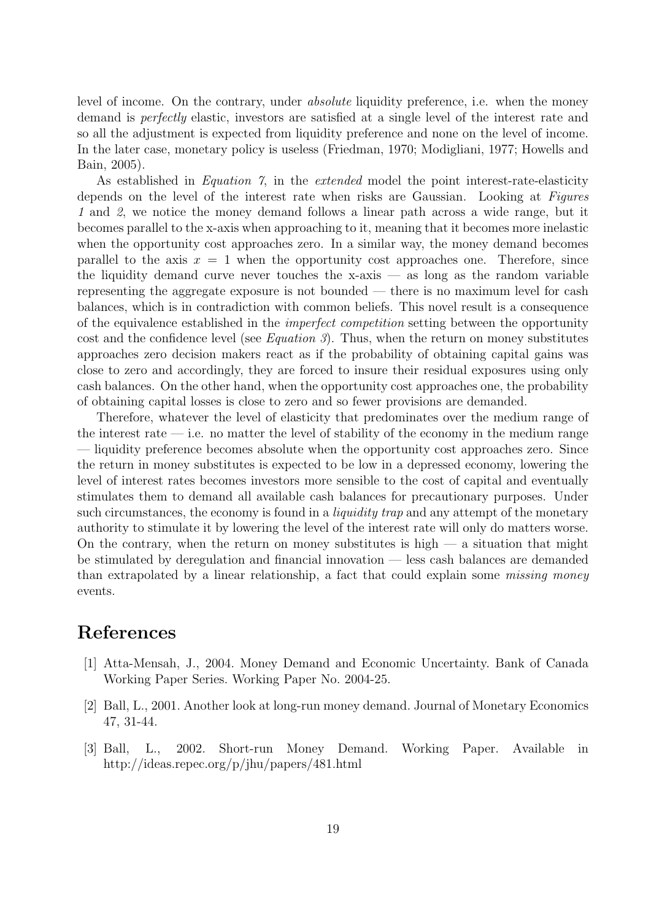level of income. On the contrary, under *absolute* liquidity preference, i.e. when the money demand is *perfectly* elastic, investors are satisfied at a single level of the interest rate and so all the adjustment is expected from liquidity preference and none on the level of income. In the later case, monetary policy is useless (Friedman, 1970; Modigliani, 1977; Howells and Bain, 2005).

As established in *Equation 7*, in the *extended* model the point interest-rate-elasticity depends on the level of the interest rate when risks are Gaussian. Looking at *Figures 1* and *2*, we notice the money demand follows a linear path across a wide range, but it becomes parallel to the x-axis when approaching to it, meaning that it becomes more inelastic when the opportunity cost approaches zero. In a similar way, the money demand becomes parallel to the axis $x = 1$ when the opportunity cost approaches one. Therefore, since the liquidity demand curve never touches the x-axis — as long as the random variable representing the aggregate exposure is not bounded — there is no maximum level for cash balances, which is in contradiction with common beliefs. This novel result is a consequence of the equivalence established in the *imperfect competition* setting between the opportunity cost and the confidence level (see *Equation 3*). Thus, when the return on money substitutes approaches zero decision makers react as if the probability of obtaining capital gains was close to zero and accordingly, they are forced to insure their residual exposures using only cash balances. On the other hand, when the opportunity cost approaches one, the probability of obtaining capital losses is close to zero and so fewer provisions are demanded.

Therefore, whatever the level of elasticity that predominates over the medium range of the interest rate — i.e. no matter the level of stability of the economy in the medium range — liquidity preference becomes absolute when the opportunity cost approaches zero. Since the return in money substitutes is expected to be low in a depressed economy, lowering the level of interest rates becomes investors more sensible to the cost of capital and eventually stimulates them to demand all available cash balances for precautionary purposes. Under such circumstances, the economy is found in a *liquidity trap* and any attempt of the monetary authority to stimulate it by lowering the level of the interest rate will only do matters worse. On the contrary, when the return on money substitutes is high — a situation that might be stimulated by deregulation and financial innovation — less cash balances are demanded than extrapolated by a linear relationship, a fact that could explain some *missing money* events.

# References

[1] Atta-Mensah, J., 2004. Money Demand and Economic Uncertainty. Bank of Canada Working Paper Series. Working Paper No. 2004-25.

[2] Ball, L., 2001. Another look at long-run money demand. Journal of Monetary Economics 47, 31-44.

[3] Ball, L., 2002. Short-run Money Demand. Working Paper. Available in http://ideas.repec.org/p/jhu/papers/481.html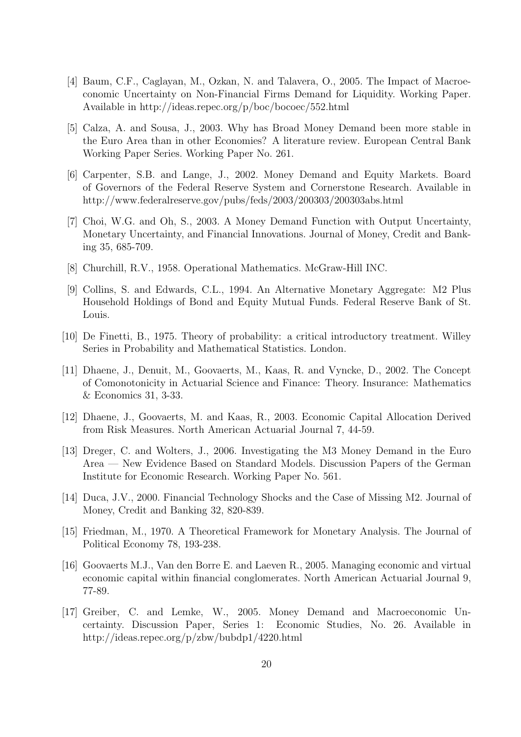[4] Baum, C.F., Caglayan, M., Ozkan, N. and Talavera, O., 2005. The Impact of Macroeconomic Uncertainty on Non-Financial Firms Demand for Liquidity. Working Paper. Available in http://ideas.repec.org/p/boc/bocoec/552.html

[5] Calza, A. and Sousa, J., 2003. Why has Broad Money Demand been more stable in the Euro Area than in other Economies? A literature review. European Central Bank Working Paper Series. Working Paper No. 261.

[6] Carpenter, S.B. and Lange, J., 2002. Money Demand and Equity Markets. Board of Governors of the Federal Reserve System and Cornerstone Research. Available in http://www.federalreserve.gov/pubs/feds/2003/200303/200303abs.html

[7] Choi, W.G. and Oh, S., 2003. A Money Demand Function with Output Uncertainty, Monetary Uncertainty, and Financial Innovations. Journal of Money, Credit and Banking 35, 685-709.

[8] Churchill, R.V., 1958. Operational Mathematics. McGraw-Hill INC.

[9] Collins, S. and Edwards, C.L., 1994. An Alternative Monetary Aggregate: M2 Plus Household Holdings of Bond and Equity Mutual Funds. Federal Reserve Bank of St. Louis.

[10] De Finetti, B., 1975. Theory of probability: a critical introductory treatment. Willey Series in Probability and Mathematical Statistics. London.

[11] Dhaene, J., Denuit, M., Goovaerts, M., Kaas, R. and Vyncke, D., 2002. The Concept of Comonotonicity in Actuarial Science and Finance: Theory. Insurance: Mathematics & Economics 31, 3-33.

[12] Dhaene, J., Goovaerts, M. and Kaas, R., 2003. Economic Capital Allocation Derived from Risk Measures. North American Actuarial Journal 7, 44-59.

[13] Dreger, C. and Wolters, J., 2006. Investigating the M3 Money Demand in the Euro Area — New Evidence Based on Standard Models. Discussion Papers of the German Institute for Economic Research. Working Paper No. 561.

[14] Duca, J.V., 2000. Financial Technology Shocks and the Case of Missing M2. Journal of Money, Credit and Banking 32, 820-839.

[15] Friedman, M., 1970. A Theoretical Framework for Monetary Analysis. The Journal of Political Economy 78, 193-238.

[16] Goovaerts M.J., Van den Borre E. and Laeven R., 2005. Managing economic and virtual economic capital within financial conglomerates. North American Actuarial Journal 9, 77-89.

[17] Greiber, C. and Lemke, W., 2005. Money Demand and Macroeconomic Uncertainty. Discussion Paper, Series 1: Economic Studies, No. 26. Available in http://ideas.repec.org/p/zbw/bubdp1/4220.html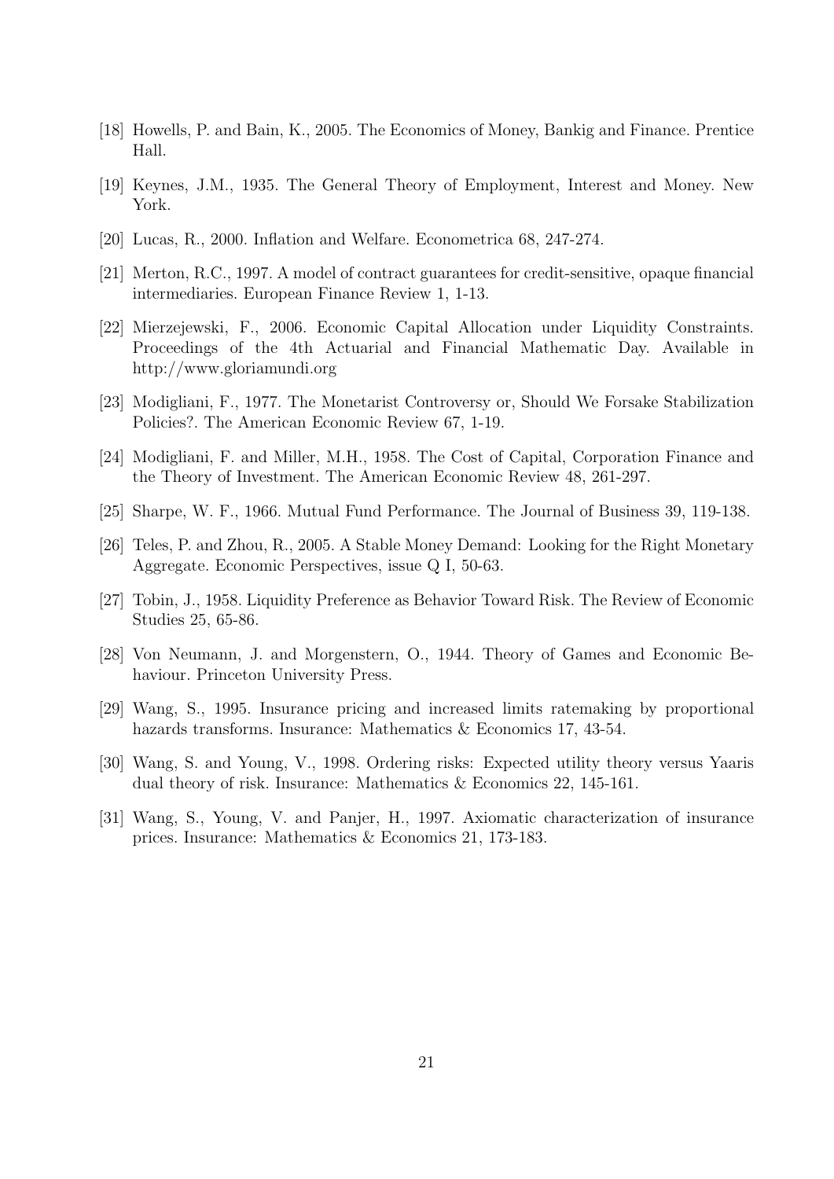[18] Howells, P. and Bain, K., 2005. The Economics of Money, Bankig and Finance. Prentice Hall.

[19] Keynes, J.M., 1935. The General Theory of Employment, Interest and Money. New York.

[20] Lucas, R., 2000. Inflation and Welfare. Econometrica 68, 247-274.

[21] Merton, R.C., 1997. A model of contract guarantees for credit-sensitive, opaque financial intermediaries. European Finance Review 1, 1-13.

[22] Mierzejewski, F., 2006. Economic Capital Allocation under Liquidity Constraints. Proceedings of the 4th Actuarial and Financial Mathematic Day. Available in http://www.gloriamundi.org

[23] Modigliani, F., 1977. The Monetarist Controversy or, Should We Forsake Stabilization Policies?. The American Economic Review 67, 1-19.

[24] Modigliani, F. and Miller, M.H., 1958. The Cost of Capital, Corporation Finance and the Theory of Investment. The American Economic Review 48, 261-297.

[25] Sharpe, W. F., 1966. Mutual Fund Performance. The Journal of Business 39, 119-138.

[26] Teles, P. and Zhou, R., 2005. A Stable Money Demand: Looking for the Right Monetary Aggregate. Economic Perspectives, issue Q I, 50-63.

[27] Tobin, J., 1958. Liquidity Preference as Behavior Toward Risk. The Review of Economic Studies 25, 65-86.

[28] Von Neumann, J. and Morgenstern, O., 1944. Theory of Games and Economic Behaviour. Princeton University Press.

[29] Wang, S., 1995. Insurance pricing and increased limits ratemaking by proportional hazards transforms. Insurance: Mathematics & Economics 17, 43-54.

[30] Wang, S. and Young, V., 1998. Ordering risks: Expected utility theory versus Yaaris dual theory of risk. Insurance: Mathematics & Economics 22, 145-161.

[31] Wang, S., Young, V. and Panjer, H., 1997. Axiomatic characterization of insurance prices. Insurance: Mathematics & Economics 21, 173-183.